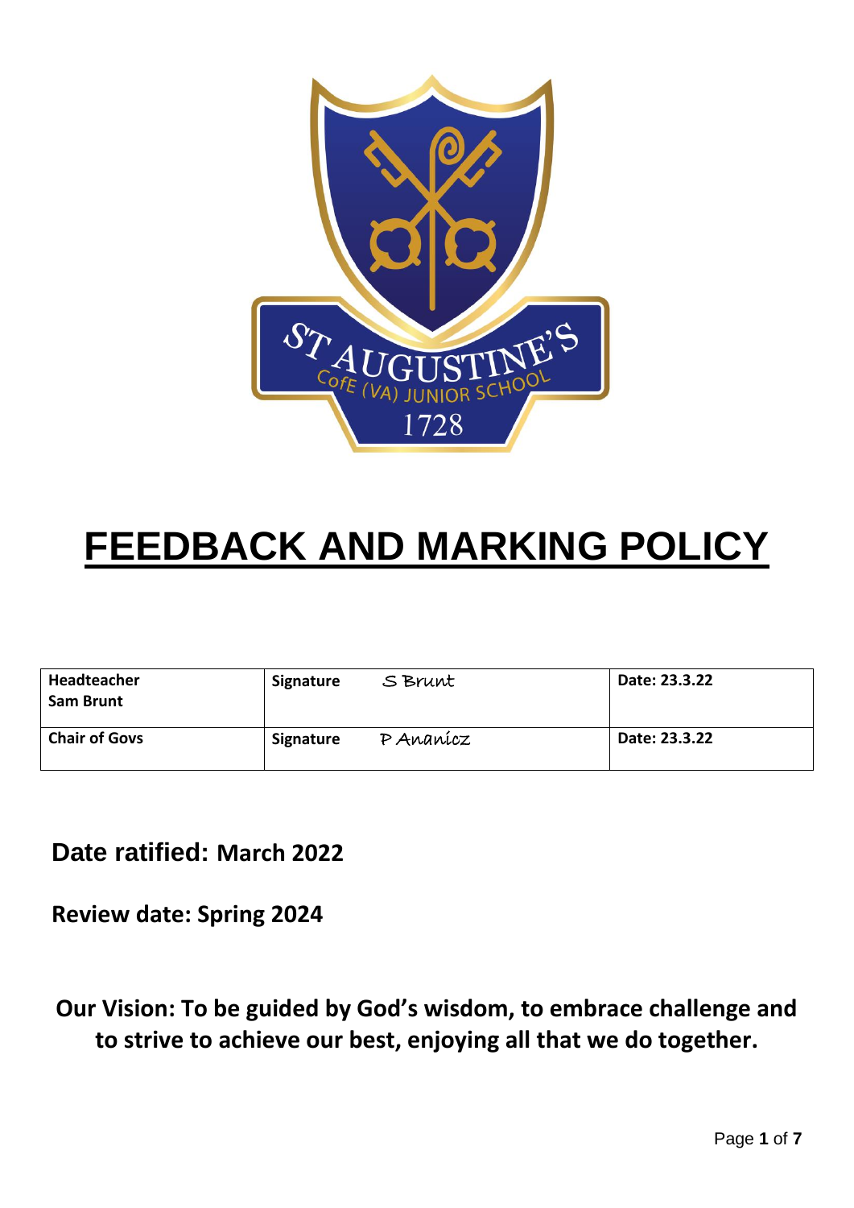# FEEDBACK AND MARKING POLICY

| Headteacher<br>Sam Brunt | Signature S Brunt | Date: 23.3.22 |
|---|---|---|
| Chair of Govs | Signature P Ananicz | Date: 23.3.22 |

**Date ratified: March 2022**

**Review date: Spring 2024**

**Our Vision: To be guided by God's wisdom, to embrace challenge and to strive to achieve our best, enjoying all that we do together.**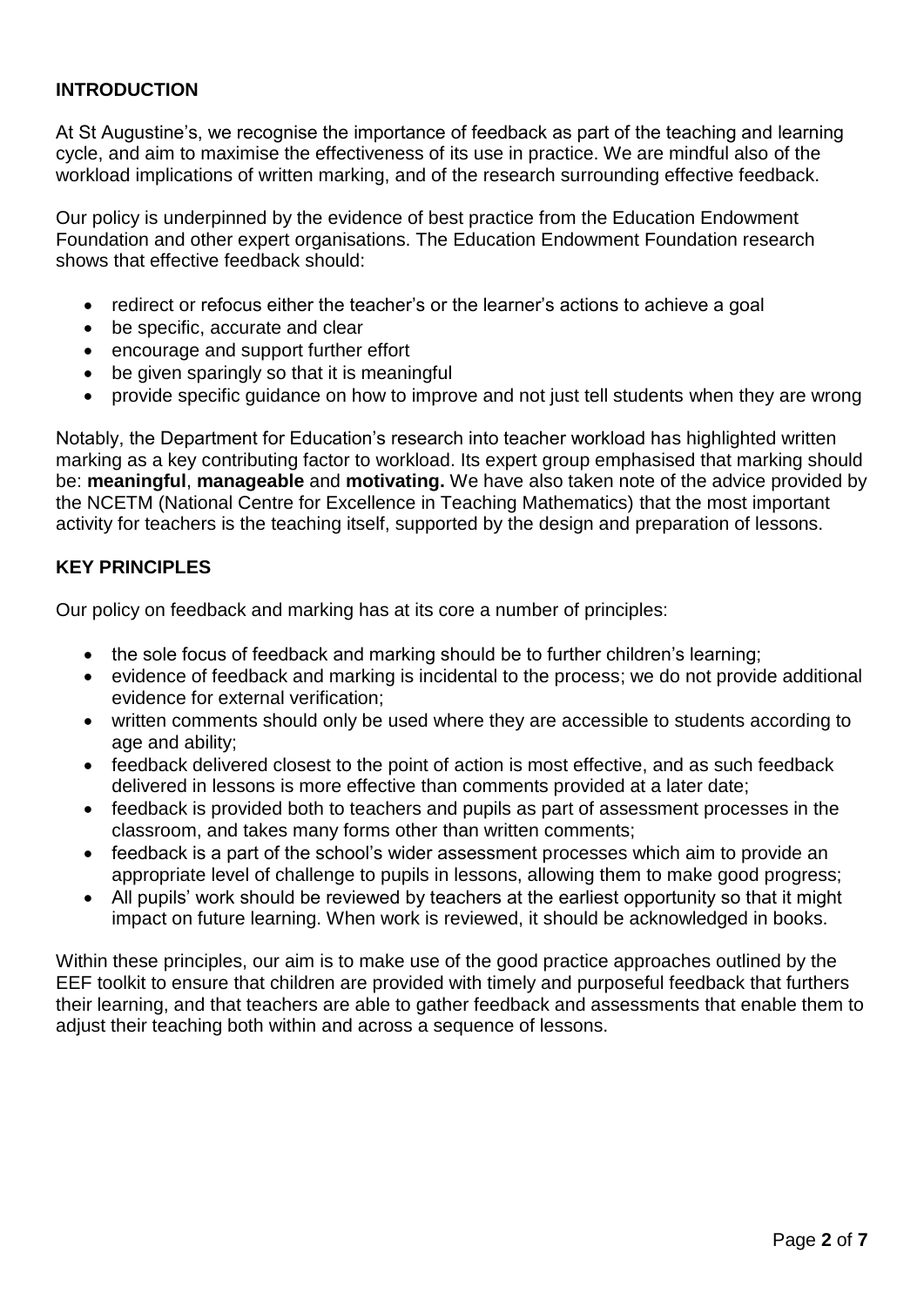## INTRODUCTION

At St Augustine's, we recognise the importance of feedback as part of the teaching and learning cycle, and aim to maximise the effectiveness of its use in practice. We are mindful also of the workload implications of written marking, and of the research surrounding effective feedback.

Our policy is underpinned by the evidence of best practice from the Education Endowment Foundation and other expert organisations. The Education Endowment Foundation research shows that effective feedback should:

- redirect or refocus either the teacher's or the learner's actions to achieve a goal
- be specific, accurate and clear
- encourage and support further effort
- be given sparingly so that it is meaningful
- provide specific guidance on how to improve and not just tell students when they are wrong

Notably, the Department for Education's research into teacher workload has highlighted written marking as a key contributing factor to workload. Its expert group emphasised that marking should be: **meaningful**, **manageable** and **motivating.** We have also taken note of the advice provided by the NCETM (National Centre for Excellence in Teaching Mathematics) that the most important activity for teachers is the teaching itself, supported by the design and preparation of lessons.

## KEY PRINCIPLES

Our policy on feedback and marking has at its core a number of principles:

- the sole focus of feedback and marking should be to further children's learning;
- evidence of feedback and marking is incidental to the process; we do not provide additional evidence for external verification;
- written comments should only be used where they are accessible to students according to age and ability;
- feedback delivered closest to the point of action is most effective, and as such feedback delivered in lessons is more effective than comments provided at a later date;
- feedback is provided both to teachers and pupils as part of assessment processes in the classroom, and takes many forms other than written comments;
- feedback is a part of the school's wider assessment processes which aim to provide an appropriate level of challenge to pupils in lessons, allowing them to make good progress;
- All pupils' work should be reviewed by teachers at the earliest opportunity so that it might impact on future learning. When work is reviewed, it should be acknowledged in books.

Within these principles, our aim is to make use of the good practice approaches outlined by the EEF toolkit to ensure that children are provided with timely and purposeful feedback that furthers their learning, and that teachers are able to gather feedback and assessments that enable them to adjust their teaching both within and across a sequence of lessons.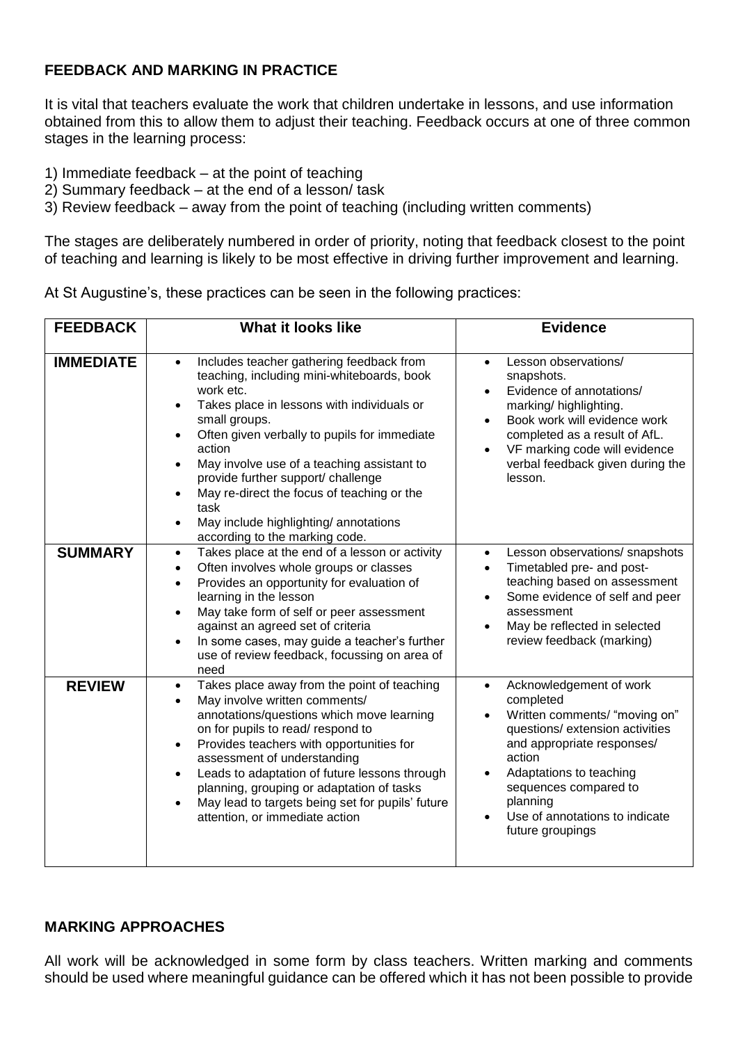## FEEDBACK AND MARKING IN PRACTICE

It is vital that teachers evaluate the work that children undertake in lessons, and use information obtained from this to allow them to adjust their teaching. Feedback occurs at one of three common stages in the learning process:

1) Immediate feedback – at the point of teaching
2) Summary feedback – at the end of a lesson/ task
3) Review feedback – away from the point of teaching (including written comments)

The stages are deliberately numbered in order of priority, noting that feedback closest to the point of teaching and learning is likely to be most effective in driving further improvement and learning.

At St Augustine's, these practices can be seen in the following practices:

| FEEDBACK | What it looks like | Evidence |
| --- | --- | --- |
| **IMMEDIATE** | • Includes teacher gathering feedback from teaching, including mini-whiteboards, book work etc.<br>• Takes place in lessons with individuals or small groups.<br>• Often given verbally to pupils for immediate action<br>• May involve use of a teaching assistant to provide further support/ challenge<br>• May re-direct the focus of teaching or the task<br>• May include highlighting/ annotations according to the marking code. | • Lesson observations/ snapshots.<br>• Evidence of annotations/ marking/ highlighting.<br>• Book work will evidence work completed as a result of AfL.<br>• VF marking code will evidence verbal feedback given during the lesson. |
| **SUMMARY** | • Takes place at the end of a lesson or activity<br>• Often involves whole groups or classes<br>• Provides an opportunity for evaluation of learning in the lesson<br>• May take form of self or peer assessment against an agreed set of criteria<br>• In some cases, may guide a teacher's further use of review feedback, focussing on area of need | • Lesson observations/ snapshots<br>• Timetabled pre- and post-teaching based on assessment<br>• Some evidence of self and peer assessment<br>• May be reflected in selected review feedback (marking) |
| **REVIEW** | • Takes place away from the point of teaching<br>• May involve written comments/ annotations/questions which move learning on for pupils to read/ respond to<br>• Provides teachers with opportunities for assessment of understanding<br>• Leads to adaptation of future lessons through planning, grouping or adaptation of tasks<br>• May lead to targets being set for pupils' future attention, or immediate action | • Acknowledgement of work completed<br>• Written comments/ "moving on" questions/ extension activities and appropriate responses/ action<br>• Adaptations to teaching sequences compared to planning<br>• Use of annotations to indicate future groupings |

## MARKING APPROACHES

All work will be acknowledged in some form by class teachers. Written marking and comments should be used where meaningful guidance can be offered which it has not been possible to provide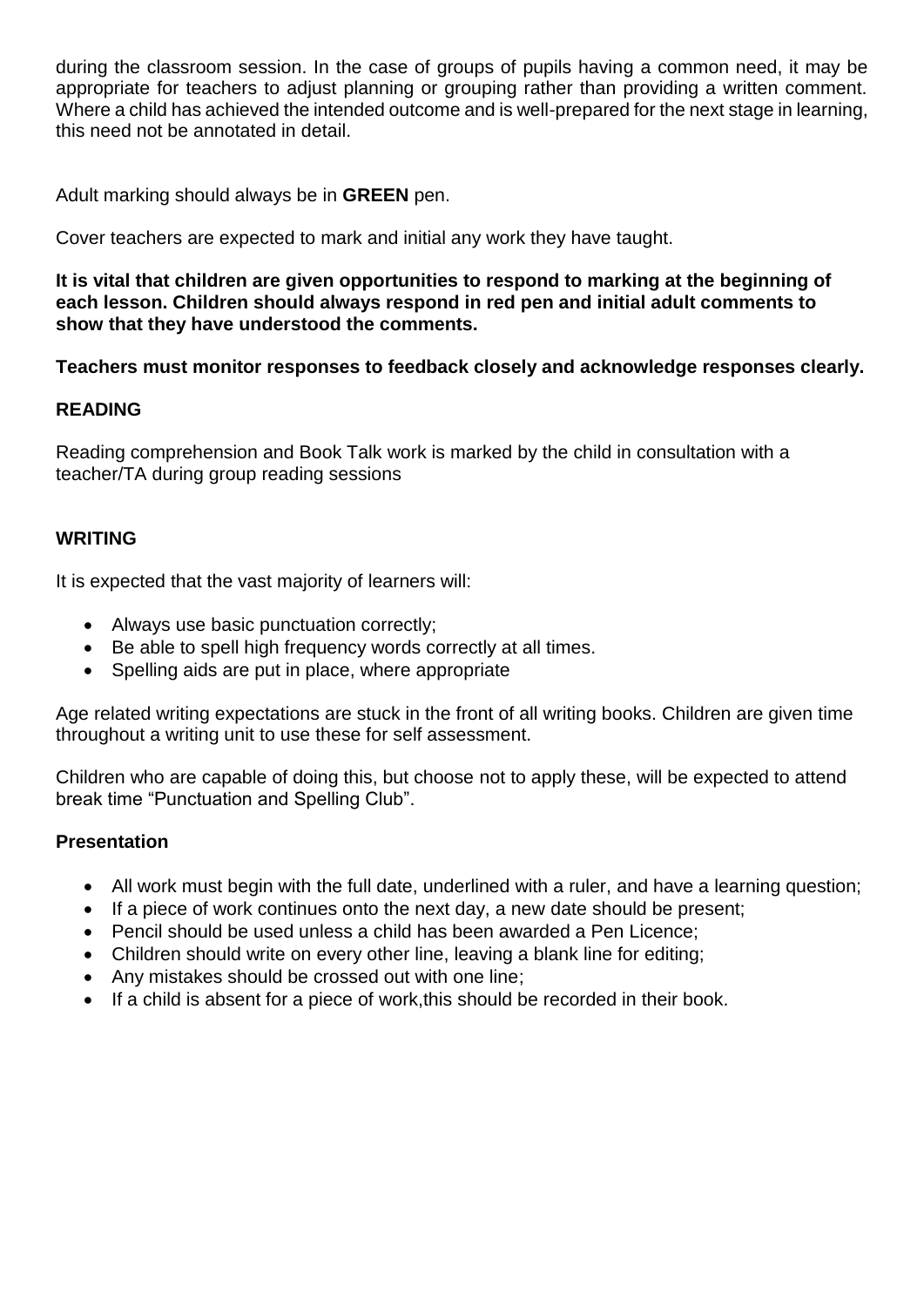during the classroom session. In the case of groups of pupils having a common need, it may be appropriate for teachers to adjust planning or grouping rather than providing a written comment. Where a child has achieved the intended outcome and is well-prepared for the next stage in learning, this need not be annotated in detail.

Adult marking should always be in **GREEN** pen.

Cover teachers are expected to mark and initial any work they have taught.

**It is vital that children are given opportunities to respond to marking at the beginning of each lesson. Children should always respond in red pen and initial adult comments to show that they have understood the comments.**

**Teachers must monitor responses to feedback closely and acknowledge responses clearly.**

**READING**

Reading comprehension and Book Talk work is marked by the child in consultation with a teacher/TA during group reading sessions

**WRITING**

It is expected that the vast majority of learners will:

- Always use basic punctuation correctly;
- Be able to spell high frequency words correctly at all times.
- Spelling aids are put in place, where appropriate

Age related writing expectations are stuck in the front of all writing books. Children are given time throughout a writing unit to use these for self assessment.

Children who are capable of doing this, but choose not to apply these, will be expected to attend break time "Punctuation and Spelling Club".

**Presentation**

- All work must begin with the full date, underlined with a ruler, and have a learning question;
- If a piece of work continues onto the next day, a new date should be present;
- Pencil should be used unless a child has been awarded a Pen Licence;
- Children should write on every other line, leaving a blank line for editing;
- Any mistakes should be crossed out with one line;
- If a child is absent for a piece of work,this should be recorded in their book.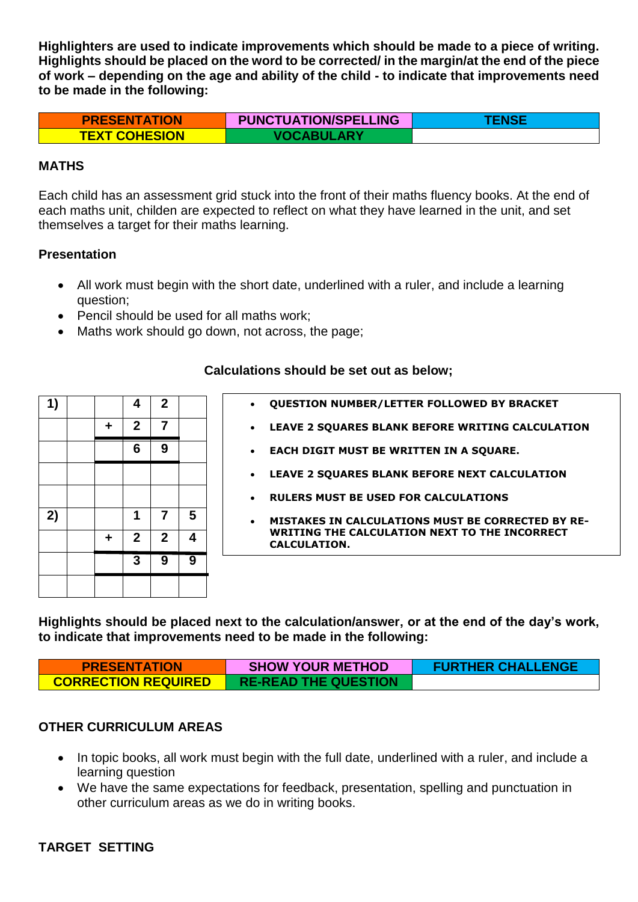**Highlighters are used to indicate improvements which should be made to a piece of writing. Highlights should be placed on the word to be corrected/ in the margin/at the end of the piece of work – depending on the age and ability of the child - to indicate that improvements need to be made in the following:**

| PRESENTATION | PUNCTUATION/SPELLING | TENSE |
|---|---|---|
| TEXT COHESION | VOCABULARY | |

**MATHS**

Each child has an assessment grid stuck into the front of their maths fluency books. At the end of each maths unit, childen are expected to reflect on what they have learned in the unit, and set themselves a target for their maths learning.

**Presentation**

- All work must begin with the short date, underlined with a ruler, and include a learning question;
- Pencil should be used for all maths work;
- Maths work should go down, not across, the page;

**Calculations should be set out as below;**

| 1) | | | 4 | 2 | |
|---|---|---|---|---|---|
| | | + | 2 | 7 | |
| | | | 6 | 9 | |
| | | | | | |
| | | | | | |
| 2) | | | 1 | 7 | 5 |
| | | + | 2 | 2 | 4 |
| | | | 3 | 9 | 9 |
| | | | | | |

- QUESTION NUMBER/LETTER FOLLOWED BY BRACKET
- LEAVE 2 SQUARES BLANK BEFORE WRITING CALCULATION
- EACH DIGIT MUST BE WRITTEN IN A SQUARE.
- LEAVE 2 SQUARES BLANK BEFORE NEXT CALCULATION
- RULERS MUST BE USED FOR CALCULATIONS
- MISTAKES IN CALCULATIONS MUST BE CORRECTED BY RE-WRITING THE CALCULATION NEXT TO THE INCORRECT CALCULATION.

**Highlights should be placed next to the calculation/answer, or at the end of the day's work, to indicate that improvements need to be made in the following:**

| PRESENTATION | SHOW YOUR METHOD | FURTHER CHALLENGE |
|---|---|---|
| CORRECTION REQUIRED | RE-READ THE QUESTION | |

**OTHER CURRICULUM AREAS**

- In topic books, all work must begin with the full date, underlined with a ruler, and include a learning question
- We have the same expectations for feedback, presentation, spelling and punctuation in other curriculum areas as we do in writing books.

**TARGET SETTING**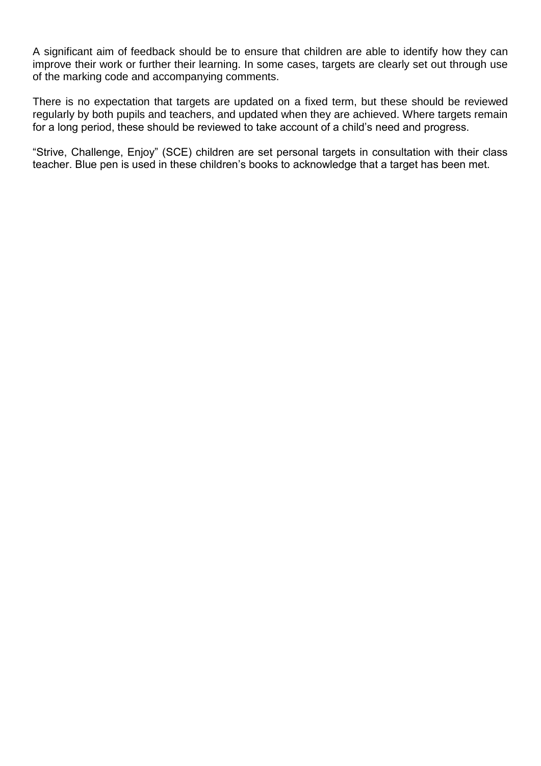A significant aim of feedback should be to ensure that children are able to identify how they can improve their work or further their learning. In some cases, targets are clearly set out through use of the marking code and accompanying comments.

There is no expectation that targets are updated on a fixed term, but these should be reviewed regularly by both pupils and teachers, and updated when they are achieved. Where targets remain for a long period, these should be reviewed to take account of a child's need and progress.

"Strive, Challenge, Enjoy" (SCE) children are set personal targets in consultation with their class teacher. Blue pen is used in these children's books to acknowledge that a target has been met.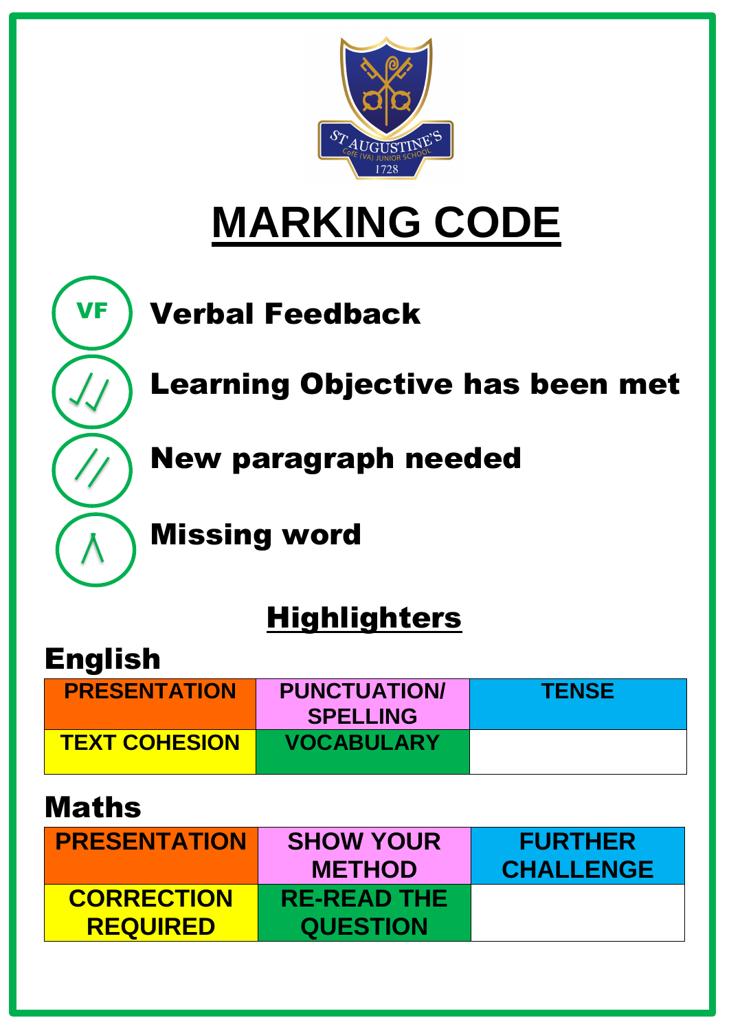# MARKING CODE

- **VF** — **Verbal Feedback**
- **✓✓** — **Learning Objective has been met**
- **//** — **New paragraph needed**
- **⋀** — **Missing word**

## Highlighters

### English

| | | |
|---|---|---|
| PRESENTATION | PUNCTUATION/ SPELLING | TENSE |
| TEXT COHESION | VOCABULARY | |

### Maths

| | | |
|---|---|---|
| PRESENTATION | SHOW YOUR METHOD | FURTHER CHALLENGE |
| CORRECTION REQUIRED | RE-READ THE QUESTION | |